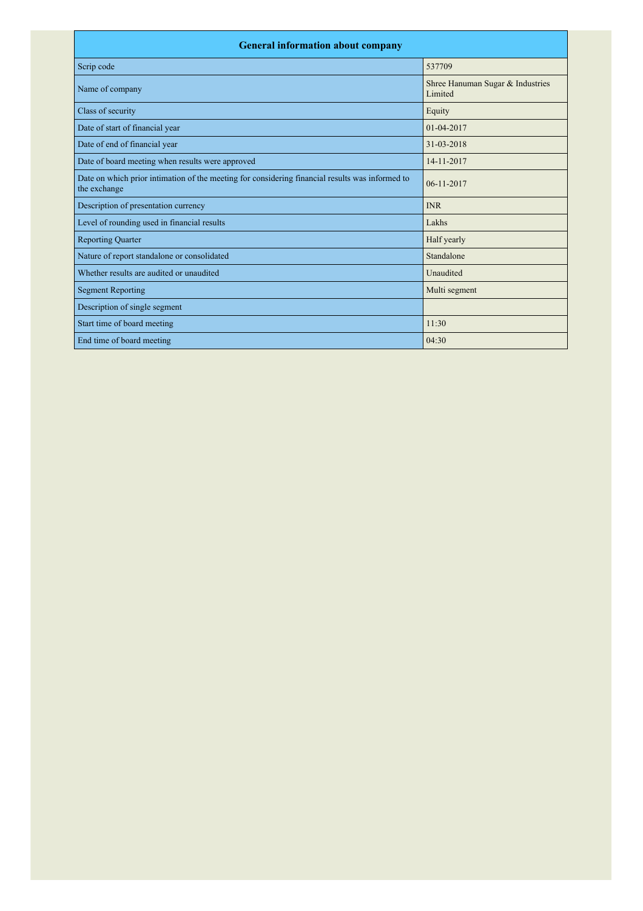| General information about company | |
|---|---|
| Scrip code | 537709 |
| Name of company | Shree Hanuman Sugar & Industries Limited |
| Class of security | Equity |
| Date of start of financial year | 01-04-2017 |
| Date of end of financial year | 31-03-2018 |
| Date of board meeting when results were approved | 14-11-2017 |
| Date on which prior intimation of the meeting for considering financial results was informed to the exchange | 06-11-2017 |
| Description of presentation currency | INR |
| Level of rounding used in financial results | Lakhs |
| Reporting Quarter | Half yearly |
| Nature of report standalone or consolidated | Standalone |
| Whether results are audited or unaudited | Unaudited |
| Segment Reporting | Multi segment |
| Description of single segment | |
| Start time of board meeting | 11:30 |
| End time of board meeting | 04:30 |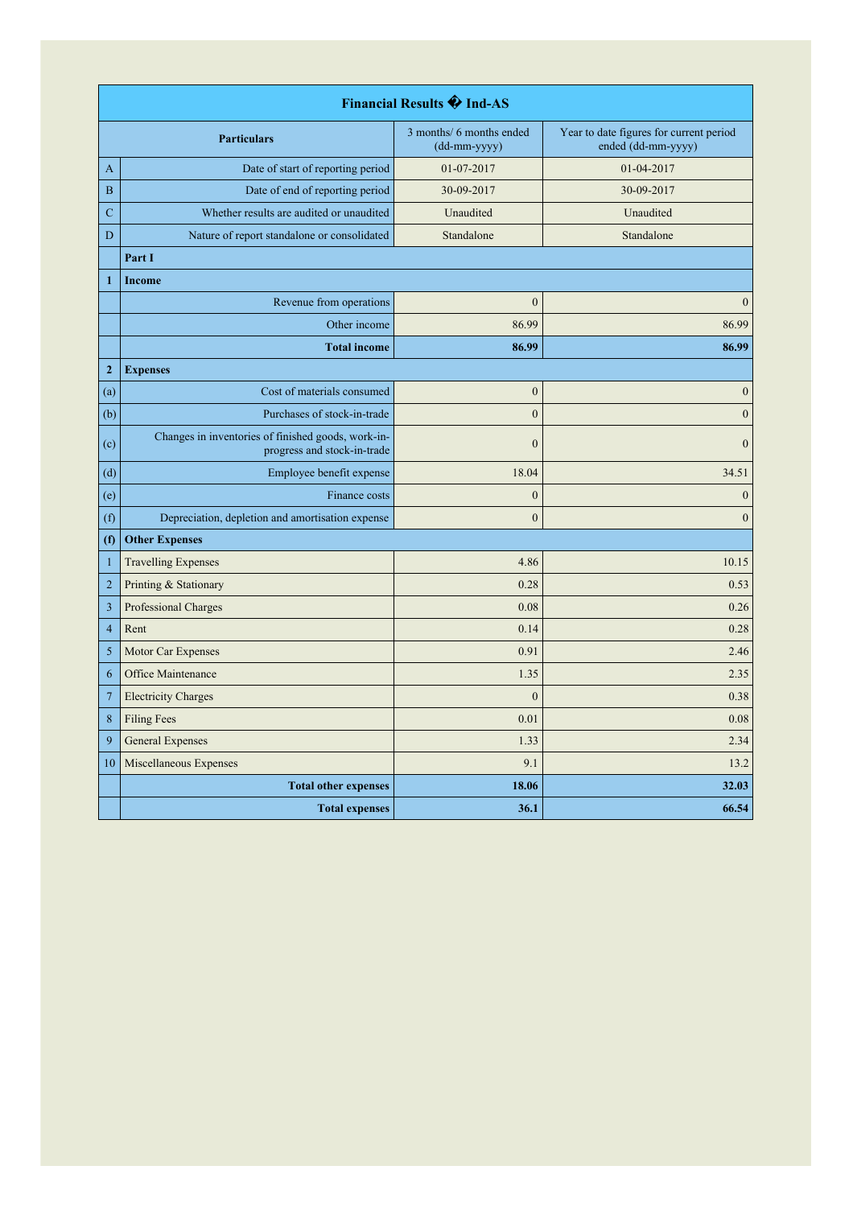| Financial Results � Ind-AS | | | |
|---|---|---|---|
| | **Particulars** | 3 months/ 6 months ended (dd-mm-yyyy) | Year to date figures for current period ended (dd-mm-yyyy) |
| A | Date of start of reporting period | 01-07-2017 | 01-04-2017 |
| B | Date of end of reporting period | 30-09-2017 | 30-09-2017 |
| C | Whether results are audited or unaudited | Unaudited | Unaudited |
| D | Nature of report standalone or consolidated | Standalone | Standalone |
| | **Part I** | | |
| **1** | **Income** | | |
| | Revenue from operations | 0 | 0 |
| | Other income | 86.99 | 86.99 |
| | **Total income** | **86.99** | **86.99** |
| **2** | **Expenses** | | |
| (a) | Cost of materials consumed | 0 | 0 |
| (b) | Purchases of stock-in-trade | 0 | 0 |
| (c) | Changes in inventories of finished goods, work-in-progress and stock-in-trade | 0 | 0 |
| (d) | Employee benefit expense | 18.04 | 34.51 |
| (e) | Finance costs | 0 | 0 |
| (f) | Depreciation, depletion and amortisation expense | 0 | 0 |
| **(f)** | **Other Expenses** | | |
| 1 | Travelling Expenses | 4.86 | 10.15 |
| 2 | Printing & Stationary | 0.28 | 0.53 |
| 3 | Professional Charges | 0.08 | 0.26 |
| 4 | Rent | 0.14 | 0.28 |
| 5 | Motor Car Expenses | 0.91 | 2.46 |
| 6 | Office Maintenance | 1.35 | 2.35 |
| 7 | Electricity Charges | 0 | 0.38 |
| 8 | Filing Fees | 0.01 | 0.08 |
| 9 | General Expenses | 1.33 | 2.34 |
| 10 | Miscellaneous Expenses | 9.1 | 13.2 |
| | **Total other expenses** | **18.06** | **32.03** |
| | **Total expenses** | **36.1** | **66.54** |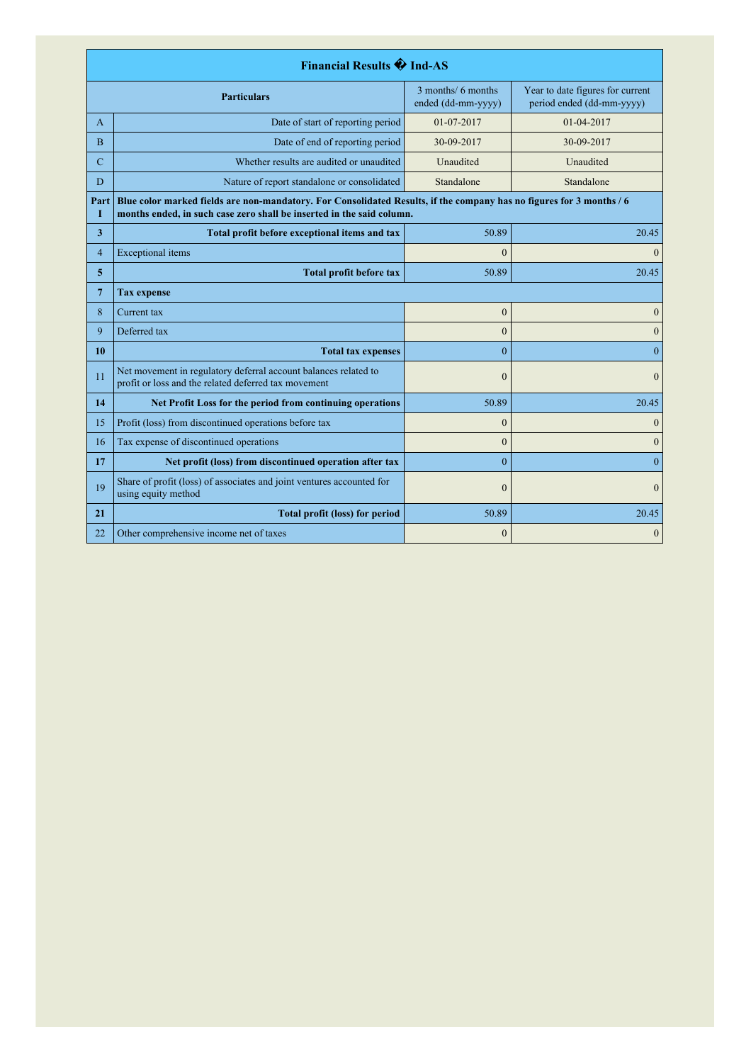| Financial Results � Ind-AS | | | |
|---|---|---|---|
| | **Particulars** | 3 months/ 6 months ended (dd-mm-yyyy) | Year to date figures for current period ended (dd-mm-yyyy) |
| A | Date of start of reporting period | 01-07-2017 | 01-04-2017 |
| B | Date of end of reporting period | 30-09-2017 | 30-09-2017 |
| C | Whether results are audited or unaudited | Unaudited | Unaudited |
| D | Nature of report standalone or consolidated | Standalone | Standalone |
| **Part I** | **Blue color marked fields are non-mandatory. For Consolidated Results, if the company has no figures for 3 months / 6 months ended, in such case zero shall be inserted in the said column.** | | |
| **3** | **Total profit before exceptional items and tax** | 50.89 | 20.45 |
| 4 | Exceptional items | 0 | 0 |
| **5** | **Total profit before tax** | 50.89 | 20.45 |
| **7** | **Tax expense** | | |
| 8 | Current tax | 0 | 0 |
| 9 | Deferred tax | 0 | 0 |
| **10** | **Total tax expenses** | 0 | 0 |
| 11 | Net movement in regulatory deferral account balances related to profit or loss and the related deferred tax movement | 0 | 0 |
| **14** | **Net Profit Loss for the period from continuing operations** | 50.89 | 20.45 |
| 15 | Profit (loss) from discontinued operations before tax | 0 | 0 |
| 16 | Tax expense of discontinued operations | 0 | 0 |
| **17** | **Net profit (loss) from discontinued operation after tax** | 0 | 0 |
| 19 | Share of profit (loss) of associates and joint ventures accounted for using equity method | 0 | 0 |
| **21** | **Total profit (loss) for period** | 50.89 | 20.45 |
| 22 | Other comprehensive income net of taxes | 0 | 0 |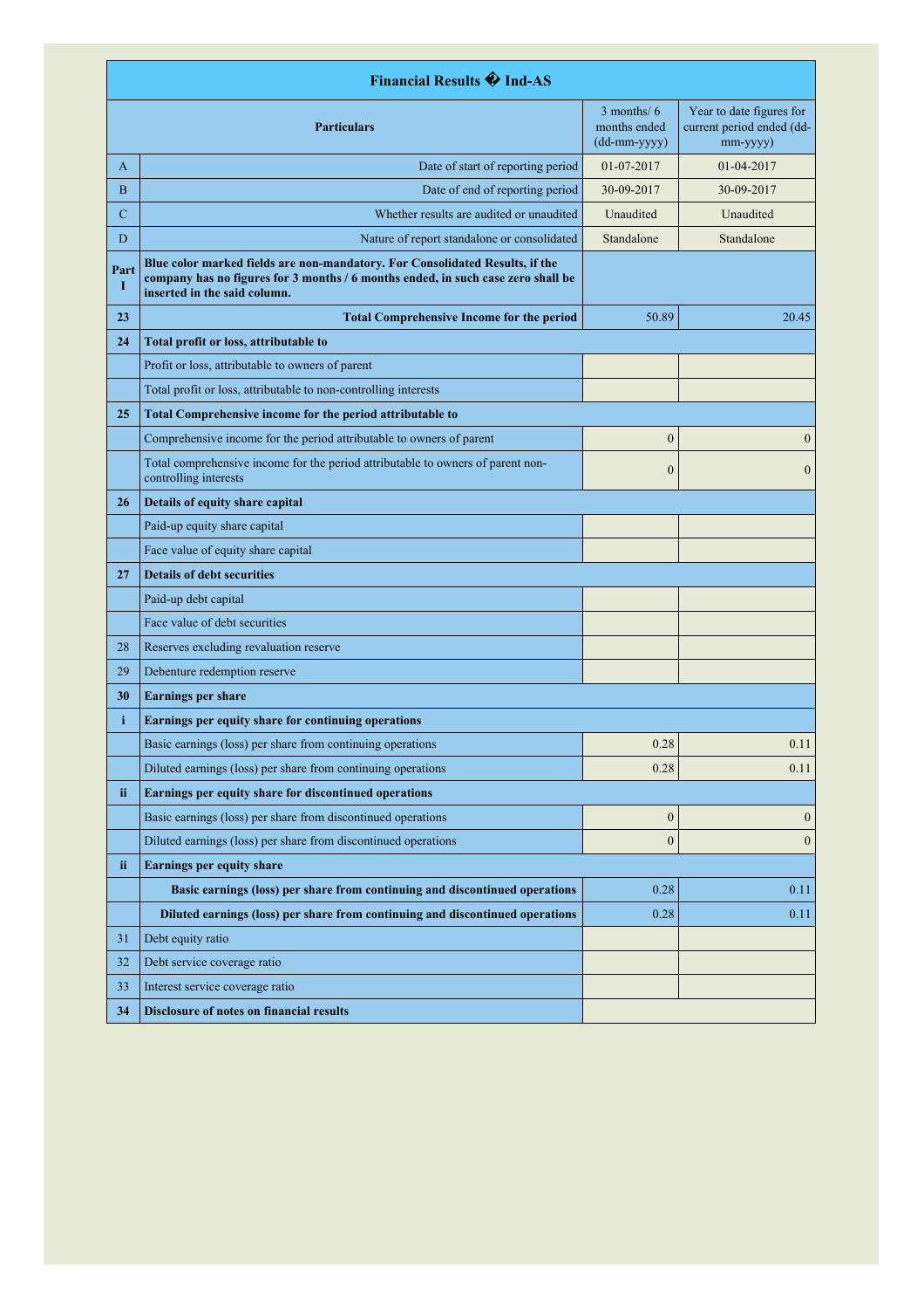| Financial Results � Ind-AS | | | |
|---|---|---|---|
| | **Particulars** | 3 months/ 6 months ended (dd-mm-yyyy) | Year to date figures for current period ended (dd-mm-yyyy) |
| A | Date of start of reporting period | 01-07-2017 | 01-04-2017 |
| B | Date of end of reporting period | 30-09-2017 | 30-09-2017 |
| C | Whether results are audited or unaudited | Unaudited | Unaudited |
| D | Nature of report standalone or consolidated | Standalone | Standalone |
| **Part I** | **Blue color marked fields are non-mandatory. For Consolidated Results, if the company has no figures for 3 months / 6 months ended, in such case zero shall be inserted in the said column.** | | |
| **23** | **Total Comprehensive Income for the period** | 50.89 | 20.45 |
| **24** | **Total profit or loss, attributable to** | | |
| | Profit or loss, attributable to owners of parent | | |
| | Total profit or loss, attributable to non-controlling interests | | |
| **25** | **Total Comprehensive income for the period attributable to** | | |
| | Comprehensive income for the period attributable to owners of parent | 0 | 0 |
| | Total comprehensive income for the period attributable to owners of parent non-controlling interests | 0 | 0 |
| **26** | **Details of equity share capital** | | |
| | Paid-up equity share capital | | |
| | Face value of equity share capital | | |
| **27** | **Details of debt securities** | | |
| | Paid-up debt capital | | |
| | Face value of debt securities | | |
| 28 | Reserves excluding revaluation reserve | | |
| 29 | Debenture redemption reserve | | |
| **30** | **Earnings per share** | | |
| **i** | **Earnings per equity share for continuing operations** | | |
| | Basic earnings (loss) per share from continuing operations | 0.28 | 0.11 |
| | Diluted earnings (loss) per share from continuing operations | 0.28 | 0.11 |
| **ii** | **Earnings per equity share for discontinued operations** | | |
| | Basic earnings (loss) per share from discontinued operations | 0 | 0 |
| | Diluted earnings (loss) per share from discontinued operations | 0 | 0 |
| **ii** | **Earnings per equity share** | | |
| | **Basic earnings (loss) per share from continuing and discontinued operations** | 0.28 | 0.11 |
| | **Diluted earnings (loss) per share from continuing and discontinued operations** | 0.28 | 0.11 |
| 31 | Debt equity ratio | | |
| 32 | Debt service coverage ratio | | |
| 33 | Interest service coverage ratio | | |
| **34** | **Disclosure of notes on financial results** | | |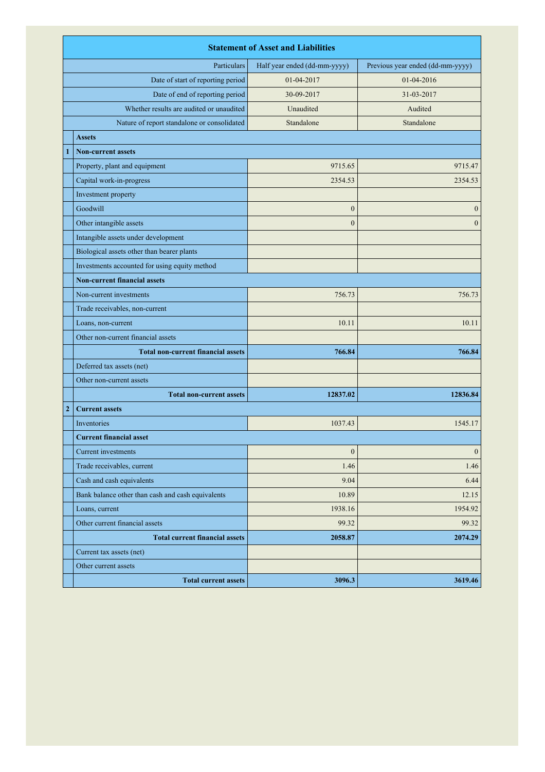| | Statement of Asset and Liabilities | | |
|---|---|---|---|
| | Particulars | Half year ended (dd-mm-yyyy) | Previous year ended (dd-mm-yyyy) |
| | Date of start of reporting period | 01-04-2017 | 01-04-2016 |
| | Date of end of reporting period | 30-09-2017 | 31-03-2017 |
| | Whether results are audited or unaudited | Unaudited | Audited |
| | Nature of report standalone or consolidated | Standalone | Standalone |
| | **Assets** | | |
| **1** | **Non-current assets** | | |
| | Property, plant and equipment | 9715.65 | 9715.47 |
| | Capital work-in-progress | 2354.53 | 2354.53 |
| | Investment property | | |
| | Goodwill | 0 | 0 |
| | Other intangible assets | 0 | 0 |
| | Intangible assets under development | | |
| | Biological assets other than bearer plants | | |
| | Investments accounted for using equity method | | |
| | **Non-current financial assets** | | |
| | Non-current investments | 756.73 | 756.73 |
| | Trade receivables, non-current | | |
| | Loans, non-current | 10.11 | 10.11 |
| | Other non-current financial assets | | |
| | **Total non-current financial assets** | **766.84** | **766.84** |
| | Deferred tax assets (net) | | |
| | Other non-current assets | | |
| | **Total non-current assets** | **12837.02** | **12836.84** |
| **2** | **Current assets** | | |
| | Inventories | 1037.43 | 1545.17 |
| | **Current financial asset** | | |
| | Current investments | 0 | 0 |
| | Trade receivables, current | 1.46 | 1.46 |
| | Cash and cash equivalents | 9.04 | 6.44 |
| | Bank balance other than cash and cash equivalents | 10.89 | 12.15 |
| | Loans, current | 1938.16 | 1954.92 |
| | Other current financial assets | 99.32 | 99.32 |
| | **Total current financial assets** | **2058.87** | **2074.29** |
| | Current tax assets (net) | | |
| | Other current assets | | |
| | **Total current assets** | **3096.3** | **3619.46** |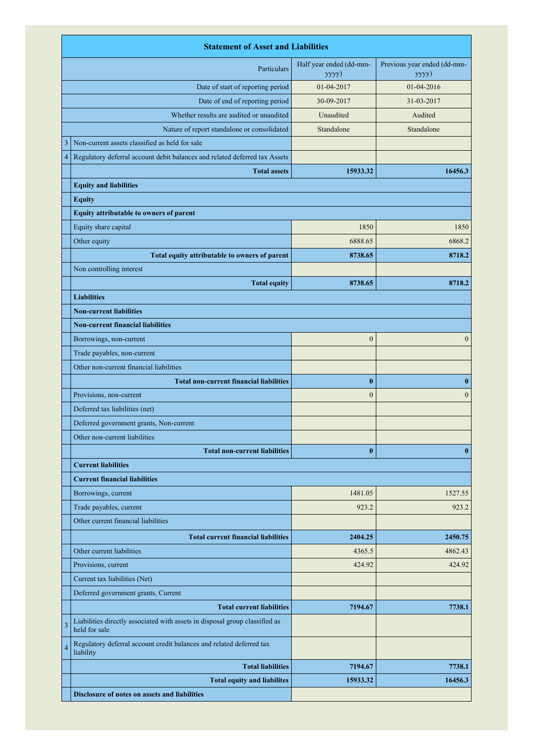| | Statement of Asset and Liabilities | | |
|---|---|---|---|
| | Particulars | Half year ended (dd-mm-yyyy) | Previous year ended (dd-mm-yyyy) |
| | Date of start of reporting period | 01-04-2017 | 01-04-2016 |
| | Date of end of reporting period | 30-09-2017 | 31-03-2017 |
| | Whether results are audited or unaudited | Unaudited | Audited |
| | Nature of report standalone or consolidated | Standalone | Standalone |
| 3 | Non-current assets classified as held for sale | | |
| 4 | Regulatory deferral account debit balances and related deferred tax Assets | | |
| | **Total assets** | **15933.32** | **16456.3** |
| | **Equity and liabilities** | | |
| | **Equity** | | |
| | **Equity attributable to owners of parent** | | |
| | Equity share capital | 1850 | 1850 |
| | Other equity | 6888.65 | 6868.2 |
| | **Total equity attributable to owners of parent** | **8738.65** | **8718.2** |
| | Non controlling interest | | |
| | **Total equity** | **8738.65** | **8718.2** |
| | **Liabilities** | | |
| | **Non-current liabilities** | | |
| | **Non-current financial liabilities** | | |
| | Borrowings, non-current | 0 | 0 |
| | Trade payables, non-current | | |
| | Other non-current financial liabilities | | |
| | **Total non-current financial liabilities** | **0** | **0** |
| | Provisions, non-current | 0 | 0 |
| | Deferred tax liabilities (net) | | |
| | Deferred government grants, Non-current | | |
| | Other non-current liabilities | | |
| | **Total non-current liabilities** | **0** | **0** |
| | **Current liabilities** | | |
| | **Current financial liabilities** | | |
| | Borrowings, current | 1481.05 | 1527.55 |
| | Trade payables, current | 923.2 | 923.2 |
| | Other current financial liabilities | | |
| | **Total current financial liabilities** | **2404.25** | **2450.75** |
| | Other current liabilities | 4365.5 | 4862.43 |
| | Provisions, current | 424.92 | 424.92 |
| | Current tax liabilities (Net) | | |
| | Deferred government grants, Current | | |
| | **Total current liabilities** | **7194.67** | **7738.1** |
| 3 | Liabilities directly associated with assets in disposal group classified as held for sale | | |
| 4 | Regulatory deferral account credit balances and related deferred tax liability | | |
| | **Total liabilities** | **7194.67** | **7738.1** |
| | **Total equity and libilities** | **15933.32** | **16456.3** |
| | **Disclosure of notes on assets and liabilities** | | |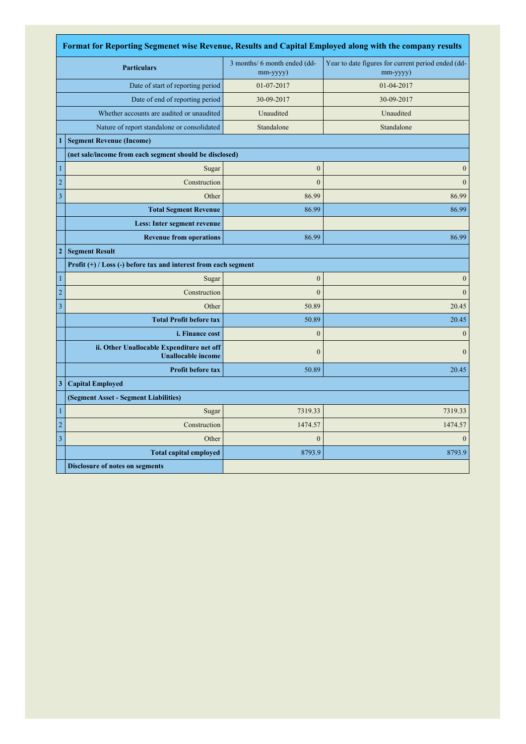## Format for Reporting Segmenet wise Revenue, Results and Capital Employed along with the company results

| | Particulars | 3 months/ 6 month ended (dd-mm-yyyy) | Year to date figures for current period ended (dd-mm-yyyy) |
|---|---|---|---|
| | Date of start of reporting period | 01-07-2017 | 01-04-2017 |
| | Date of end of reporting period | 30-09-2017 | 30-09-2017 |
| | Whether accounts are audited or unaudited | Unaudited | Unaudited |
| | Nature of report standalone or consolidated | Standalone | Standalone |
| **1** | **Segment Revenue (Income)** | | |
| | **(net sale/income from each segment should be disclosed)** | | |
| 1 | Sugar | 0 | 0 |
| 2 | Construction | 0 | 0 |
| 3 | Other | 86.99 | 86.99 |
| | **Total Segment Revenue** | 86.99 | 86.99 |
| | **Less: Inter segment revenue** | | |
| | **Revenue from operations** | 86.99 | 86.99 |
| **2** | **Segment Result** | | |
| | **Profit (+) / Loss (-) before tax and interest from each segment** | | |
| 1 | Sugar | 0 | 0 |
| 2 | Construction | 0 | 0 |
| 3 | Other | 50.89 | 20.45 |
| | **Total Profit before tax** | 50.89 | 20.45 |
| | **i. Finance cost** | 0 | 0 |
| | **ii. Other Unallocable Expenditure net off Unallocable income** | 0 | 0 |
| | **Profit before tax** | 50.89 | 20.45 |
| **3** | **Capital Employed** | | |
| | **(Segment Asset - Segment Liabilities)** | | |
| 1 | Sugar | 7319.33 | 7319.33 |
| 2 | Construction | 1474.57 | 1474.57 |
| 3 | Other | 0 | 0 |
| | **Total capital employed** | 8793.9 | 8793.9 |
| | **Disclosure of notes on segments** | | |